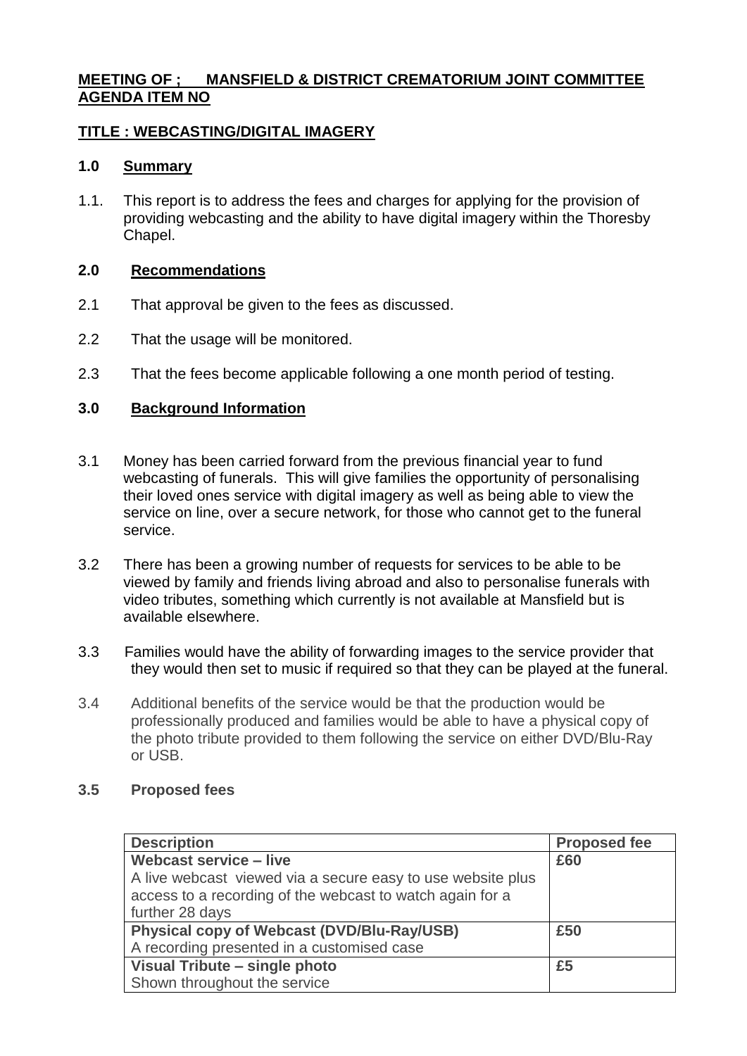**MEETING OF ; MANSFIELD & DISTRICT CREMATORIUM JOINT COMMITTEE**
**AGENDA ITEM NO**

**TITLE : WEBCASTING/DIGITAL IMAGERY**

## 1.0 Summary

1.1. This report is to address the fees and charges for applying for the provision of providing webcasting and the ability to have digital imagery within the Thoresby Chapel.

## 2.0 Recommendations

2.1 That approval be given to the fees as discussed.

2.2 That the usage will be monitored.

2.3 That the fees become applicable following a one month period of testing.

## 3.0 Background Information

3.1 Money has been carried forward from the previous financial year to fund webcasting of funerals. This will give families the opportunity of personalising their loved ones service with digital imagery as well as being able to view the service on line, over a secure network, for those who cannot get to the funeral service.

3.2 There has been a growing number of requests for services to be able to be viewed by family and friends living abroad and also to personalise funerals with video tributes, something which currently is not available at Mansfield but is available elsewhere.

3.3 Families would have the ability of forwarding images to the service provider that they would then set to music if required so that they can be played at the funeral.

3.4 Additional benefits of the service would be that the production would be professionally produced and families would be able to have a physical copy of the photo tribute provided to them following the service on either DVD/Blu-Ray or USB.

### 3.5 Proposed fees

| Description | Proposed fee |
|---|---|
| **Webcast service – live**<br>A live webcast viewed via a secure easy to use website plus access to a recording of the webcast to watch again for a further 28 days | **£60** |
| **Physical copy of Webcast (DVD/Blu-Ray/USB)**<br>A recording presented in a customised case | **£50** |
| **Visual Tribute – single photo**<br>Shown throughout the service | **£5** |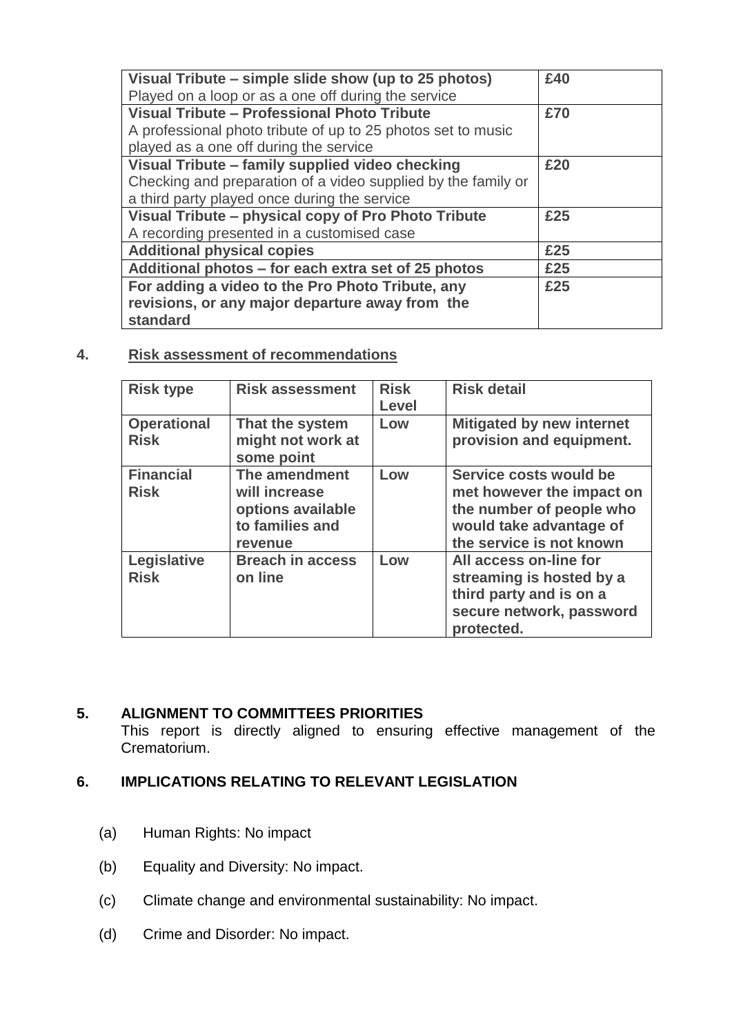| Visual Tribute – simple slide show (up to 25 photos) Played on a loop or as a one off during the service | £40 |
|---|---|
| **Visual Tribute – Professional Photo Tribute** A professional photo tribute of up to 25 photos set to music played as a one off during the service | **£70** |
| **Visual Tribute – family supplied video checking** Checking and preparation of a video supplied by the family or a third party played once during the service | **£20** |
| **Visual Tribute – physical copy of Pro Photo Tribute** A recording presented in a customised case | **£25** |
| **Additional physical copies** | **£25** |
| **Additional photos – for each extra set of 25 photos** | **£25** |
| **For adding a video to the Pro Photo Tribute, any revisions, or any major departure away from the standard** | **£25** |

**4. Risk assessment of recommendations**

| Risk type | Risk assessment | Risk Level | Risk detail |
|---|---|---|---|
| **Operational Risk** | **That the system might not work at some point** | **Low** | **Mitigated by new internet provision and equipment.** |
| **Financial Risk** | **The amendment will increase options available to families and revenue** | **Low** | **Service costs would be met however the impact on the number of people who would take advantage of the service is not known** |
| **Legislative Risk** | **Breach in access on line** | **Low** | **All access on-line for streaming is hosted by a third party and is on a secure network, password protected.** |

## 5. ALIGNMENT TO COMMITTEES PRIORITIES

This report is directly aligned to ensuring effective management of the Crematorium.

## 6. IMPLICATIONS RELATING TO RELEVANT LEGISLATION

(a) Human Rights: No impact

(b) Equality and Diversity: No impact.

(c) Climate change and environmental sustainability: No impact.

(d) Crime and Disorder: No impact.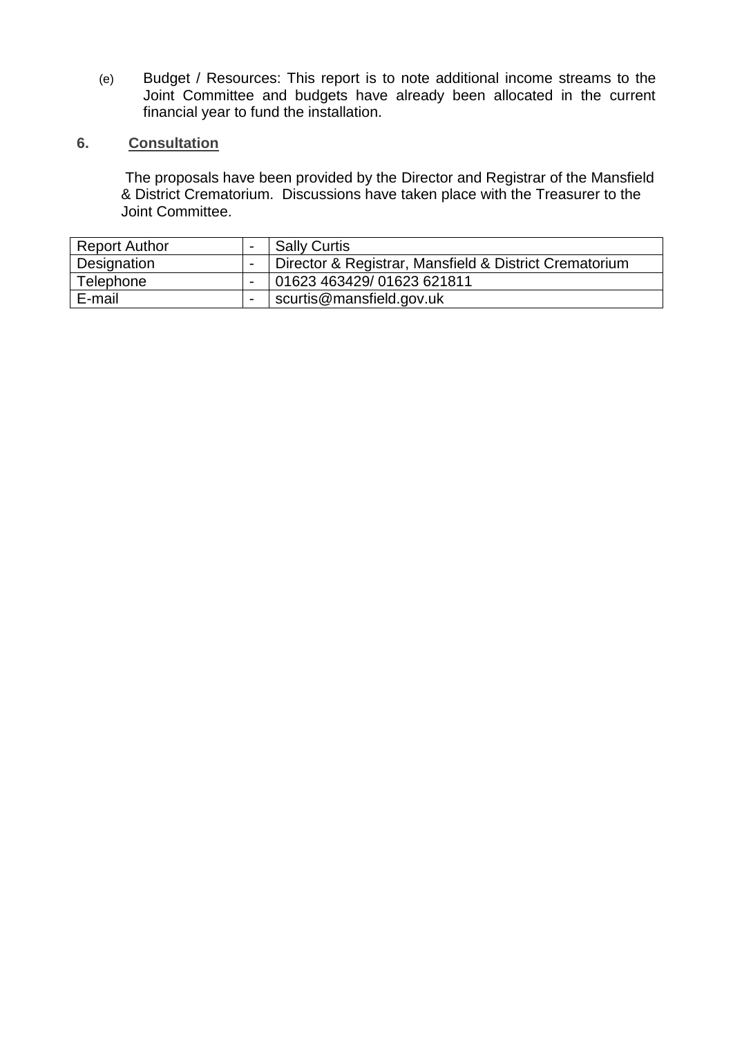(e) Budget / Resources: This report is to note additional income streams to the Joint Committee and budgets have already been allocated in the current financial year to fund the installation.

## 6. Consultation

The proposals have been provided by the Director and Registrar of the Mansfield & District Crematorium. Discussions have taken place with the Treasurer to the Joint Committee.

| | | |
|---|---|---|
| Report Author | - | Sally Curtis |
| Designation | - | Director & Registrar, Mansfield & District Crematorium |
| Telephone | - | 01623 463429/ 01623 621811 |
| E-mail | - | scurtis@mansfield.gov.uk |